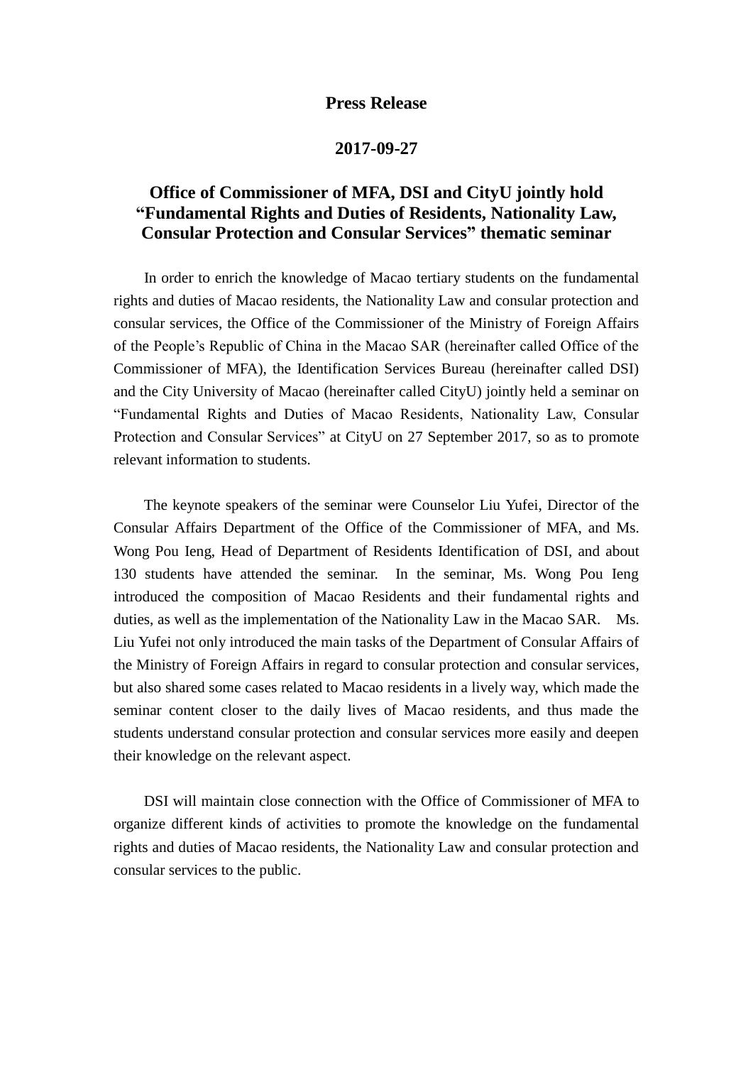**Press Release**

**2017-09-27**

# Office of Commissioner of MFA, DSI and CityU jointly hold "Fundamental Rights and Duties of Residents, Nationality Law, Consular Protection and Consular Services" thematic seminar

In order to enrich the knowledge of Macao tertiary students on the fundamental rights and duties of Macao residents, the Nationality Law and consular protection and consular services, the Office of the Commissioner of the Ministry of Foreign Affairs of the People's Republic of China in the Macao SAR (hereinafter called Office of the Commissioner of MFA), the Identification Services Bureau (hereinafter called DSI) and the City University of Macao (hereinafter called CityU) jointly held a seminar on "Fundamental Rights and Duties of Macao Residents, Nationality Law, Consular Protection and Consular Services" at CityU on 27 September 2017, so as to promote relevant information to students.

The keynote speakers of the seminar were Counselor Liu Yufei, Director of the Consular Affairs Department of the Office of the Commissioner of MFA, and Ms. Wong Pou Ieng, Head of Department of Residents Identification of DSI, and about 130 students have attended the seminar. In the seminar, Ms. Wong Pou Ieng introduced the composition of Macao Residents and their fundamental rights and duties, as well as the implementation of the Nationality Law in the Macao SAR. Ms. Liu Yufei not only introduced the main tasks of the Department of Consular Affairs of the Ministry of Foreign Affairs in regard to consular protection and consular services, but also shared some cases related to Macao residents in a lively way, which made the seminar content closer to the daily lives of Macao residents, and thus made the students understand consular protection and consular services more easily and deepen their knowledge on the relevant aspect.

DSI will maintain close connection with the Office of Commissioner of MFA to organize different kinds of activities to promote the knowledge on the fundamental rights and duties of Macao residents, the Nationality Law and consular protection and consular services to the public.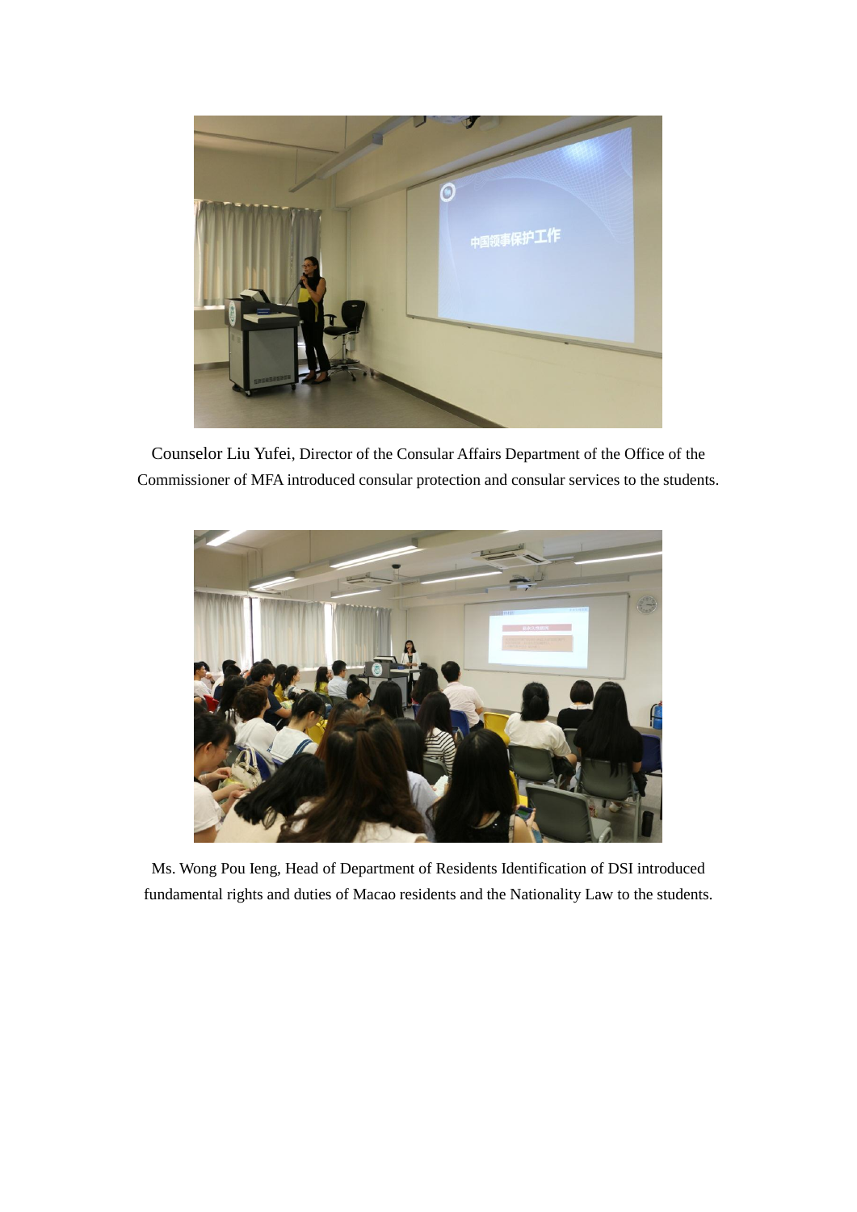Counselor Liu Yufei, Director of the Consular Affairs Department of the Office of the Commissioner of MFA introduced consular protection and consular services to the students.

Ms. Wong Pou Ieng, Head of Department of Residents Identification of DSI introduced fundamental rights and duties of Macao residents and the Nationality Law to the students.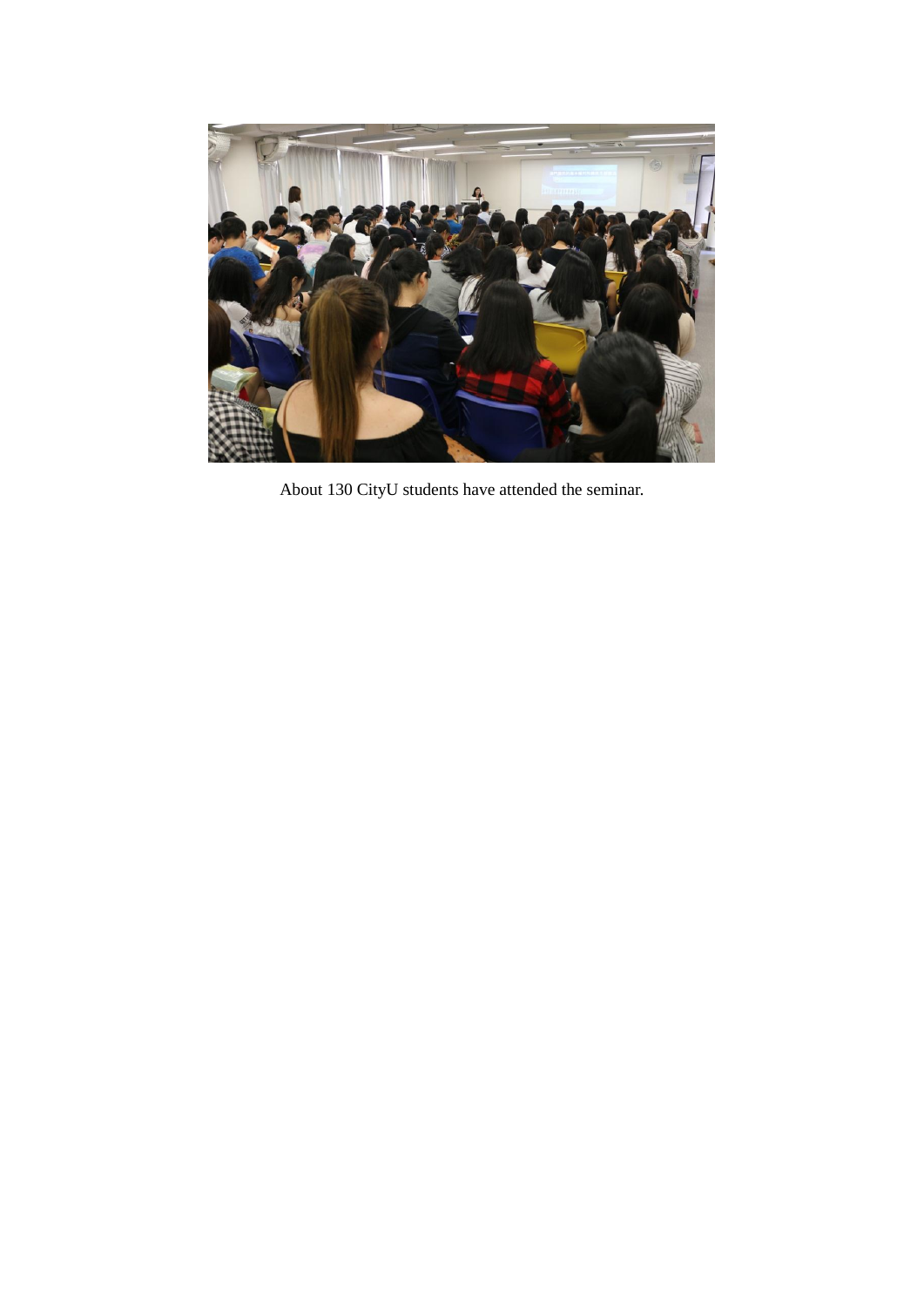About 130 CityU students have attended the seminar.